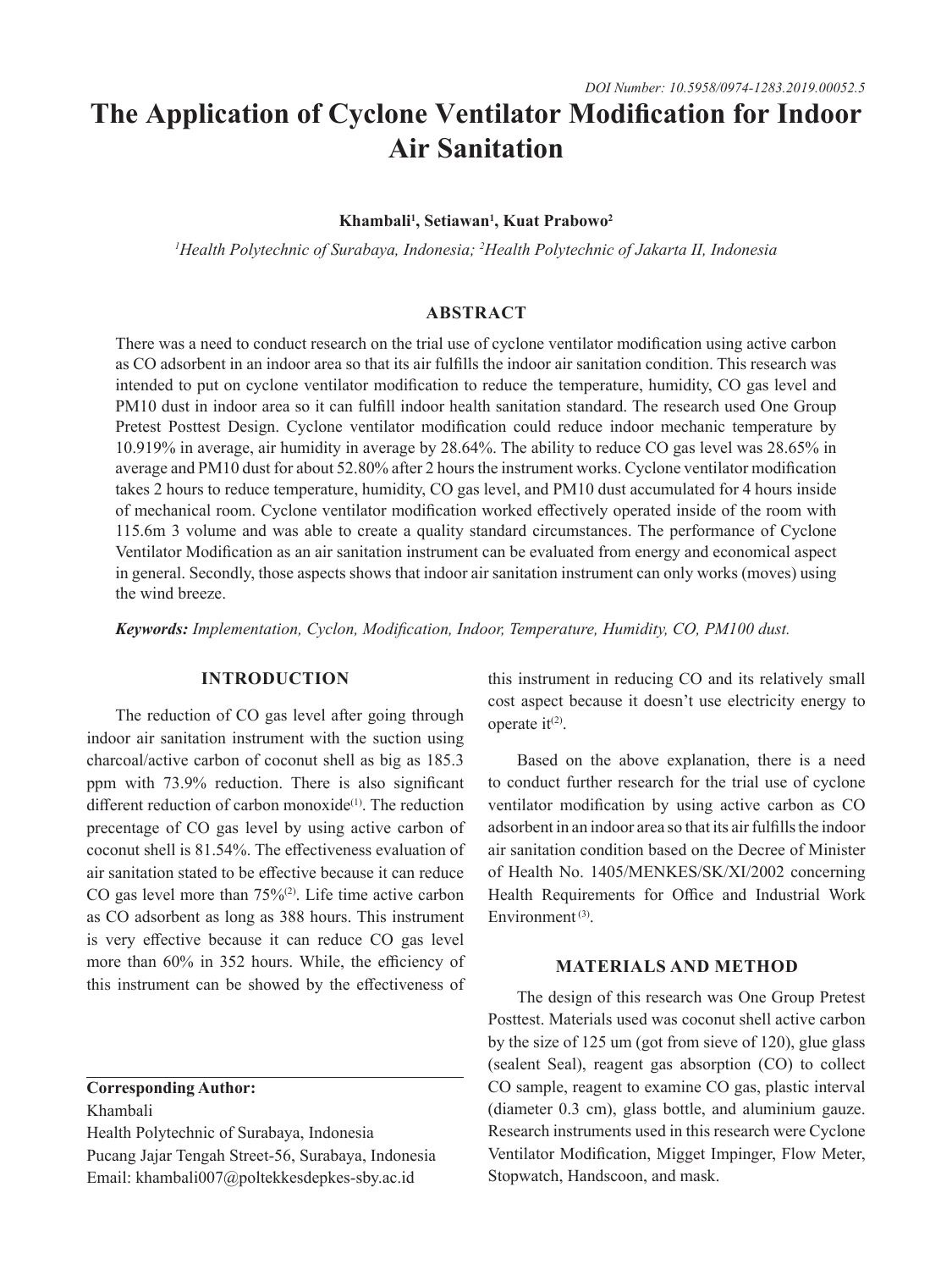DOI Number: 10.5958/0974-1283.2019.00052.5

# The Application of Cyclone Ventilator Modification for Indoor Air Sanitation

**Khambali[1], Setiawan[1], Kuat Prabowo[2]**

*[1]Health Polytechnic of Surabaya, Indonesia; [2]Health Polytechnic of Jakarta II, Indonesia*

## ABSTRACT

There was a need to conduct research on the trial use of cyclone ventilator modification using active carbon as CO adsorbent in an indoor area so that its air fulfills the indoor air sanitation condition. This research was intended to put on cyclone ventilator modification to reduce the temperature, humidity, CO gas level and PM10 dust in indoor area so it can fulfill indoor health sanitation standard. The research used One Group Pretest Posttest Design. Cyclone ventilator modification could reduce indoor mechanic temperature by 10.919% in average, air humidity in average by 28.64%. The ability to reduce CO gas level was 28.65% in average and PM10 dust for about 52.80% after 2 hours the instrument works. Cyclone ventilator modification takes 2 hours to reduce temperature, humidity, CO gas level, and PM10 dust accumulated for 4 hours inside of mechanical room. Cyclone ventilator modification worked effectively operated inside of the room with 115.6m 3 volume and was able to create a quality standard circumstances. The performance of Cyclone Ventilator Modification as an air sanitation instrument can be evaluated from energy and economical aspect in general. Secondly, those aspects shows that indoor air sanitation instrument can only works (moves) using the wind breeze.

***Keywords:*** *Implementation, Cyclon, Modification, Indoor, Temperature, Humidity, CO, PM100 dust.*

## INTRODUCTION

The reduction of CO gas level after going through indoor air sanitation instrument with the suction using charcoal/active carbon of coconut shell as big as 185.3 ppm with 73.9% reduction. There is also significant different reduction of carbon monoxide[1]. The reduction precentage of CO gas level by using active carbon of coconut shell is 81.54%. The effectiveness evaluation of air sanitation stated to be effective because it can reduce CO gas level more than 75%[2]. Life time active carbon as CO adsorbent as long as 388 hours. This instrument is very effective because it can reduce CO gas level more than 60% in 352 hours. While, the efficiency of this instrument can be showed by the effectiveness of this instrument in reducing CO and its relatively small cost aspect because it doesn't use electricity energy to operate it[2].

Based on the above explanation, there is a need to conduct further research for the trial use of cyclone ventilator modification by using active carbon as CO adsorbent in an indoor area so that its air fulfills the indoor air sanitation condition based on the Decree of Minister of Health No. 1405/MENKES/SK/XI/2002 concerning Health Requirements for Office and Industrial Work Environment[3].

## MATERIALS AND METHOD

The design of this research was One Group Pretest Posttest. Materials used was coconut shell active carbon by the size of 125 um (got from sieve of 120), glue glass (sealent Seal), reagent gas absorption (CO) to collect CO sample, reagent to examine CO gas, plastic interval (diameter 0.3 cm), glass bottle, and aluminium gauze. Research instruments used in this research were Cyclone Ventilator Modification, Migget Impinger, Flow Meter, Stopwatch, Handscoon, and mask.

**Corresponding Author:**
Khambali
Health Polytechnic of Surabaya, Indonesia
Pucang Jajar Tengah Street-56, Surabaya, Indonesia
Email: khambali007@poltekkesdepkes-sby.ac.id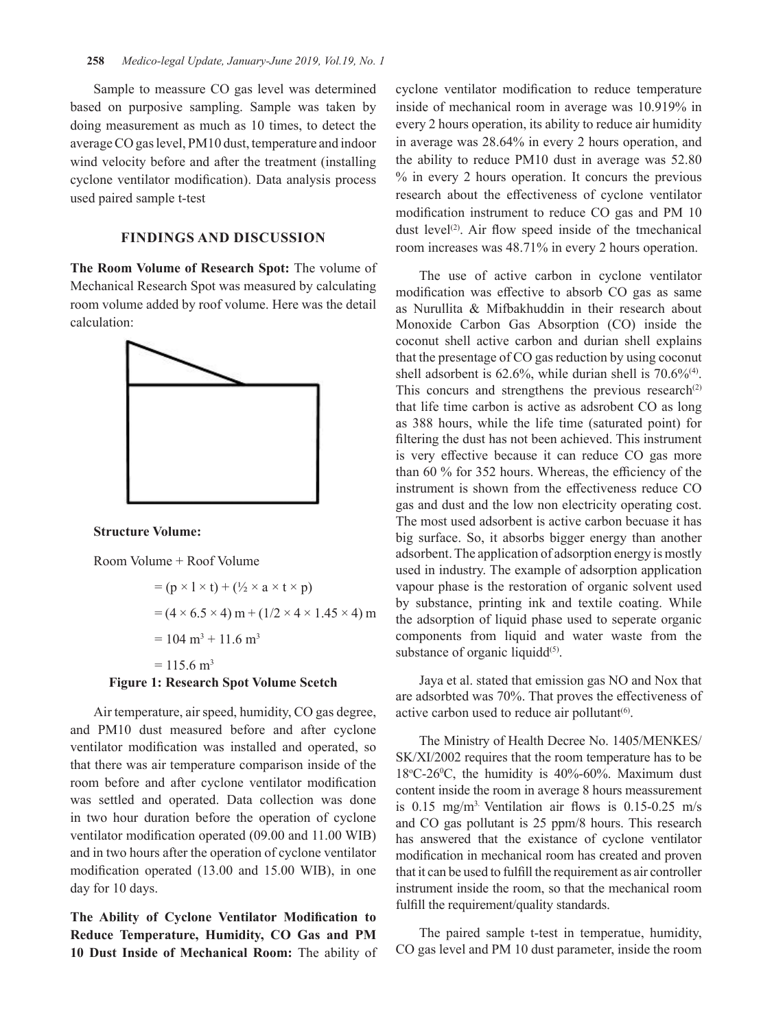Sample to meassure CO gas level was determined based on purposive sampling. Sample was taken by doing measurement as much as 10 times, to detect the average CO gas level, PM10 dust, temperature and indoor wind velocity before and after the treatment (installing cyclone ventilator modification). Data analysis process used paired sample t-test

## FINDINGS AND DISCUSSION

**The Room Volume of Research Spot:** The volume of Mechanical Research Spot was measured by calculating room volume added by roof volume. Here was the detail calculation:

**Structure Volume:**

Room Volume + Roof Volume

$= (p \times l \times t) + (½ \times a \times t \times p)$

$= (4 \times 6.5 \times 4)$ m + $(1/2 \times 4 \times 1.45 \times 4)$ m

$= 104$ m$^3$ + $11.6$ m$^3$

$= 115.6$ m$^3$

**Figure 1: Research Spot Volume Scetch**

Air temperature, air speed, humidity, CO gas degree, and PM10 dust measured before and after cyclone ventilator modification was installed and operated, so that there was air temperature comparison inside of the room before and after cyclone ventilator modification was settled and operated. Data collection was done in two hour duration before the operation of cyclone ventilator modification operated (09.00 and 11.00 WIB) and in two hours after the operation of cyclone ventilator modification operated (13.00 and 15.00 WIB), in one day for 10 days.

**The Ability of Cyclone Ventilator Modification to Reduce Temperature, Humidity, CO Gas and PM 10 Dust Inside of Mechanical Room:** The ability of cyclone ventilator modification to reduce temperature inside of mechanical room in average was 10.919% in every 2 hours operation, its ability to reduce air humidity in average was 28.64% in every 2 hours operation, and the ability to reduce PM10 dust in average was 52.80 % in every 2 hours operation. It concurs the previous research about the effectiveness of cyclone ventilator modification instrument to reduce CO gas and PM 10 dust level[2]. Air flow speed inside of the tmechanical room increases was 48.71% in every 2 hours operation.

The use of active carbon in cyclone ventilator modification was effective to absorb CO gas as same as Nurullita & Mifbakhuddin in their research about Monoxide Carbon Gas Absorption (CO) inside the coconut shell active carbon and durian shell explains that the presentage of CO gas reduction by using coconut shell adsorbent is 62.6%, while durian shell is 70.6%[4]. This concurs and strengthens the previous research[2] that life time carbon is active as adsrobent CO as long as 388 hours, while the life time (saturated point) for filtering the dust has not been achieved. This instrument is very effective because it can reduce CO gas more than 60 % for 352 hours. Whereas, the efficiency of the instrument is shown from the effectiveness reduce CO gas and dust and the low non electricity operating cost. The most used adsorbent is active carbon becuase it has big surface. So, it absorbs bigger energy than another adsorbent. The application of adsorption energy is mostly used in industry. The example of adsorption application vapour phase is the restoration of organic solvent used by substance, printing ink and textile coating. While the adsorption of liquid phase used to seperate organic components from liquid and water waste from the substance of organic liquidd[5].

Jaya et al. stated that emission gas NO and Nox that are adsorbted was 70%. That proves the effectiveness of active carbon used to reduce air pollutant[6].

The Ministry of Health Decree No. 1405/MENKES/SK/XI/2002 requires that the room temperature has to be 18$^o$C-26$^0$C, the humidity is 40%-60%. Maximum dust content inside the room in average 8 hours meassurement is 0.15 mg/m$^3$. Ventilation air flows is 0.15-0.25 m/s and CO gas pollutant is 25 ppm/8 hours. This research has answered that the existance of cyclone ventilator modification in mechanical room has created and proven that it can be used to fulfill the requirement as air controller instrument inside the room, so that the mechanical room fulfill the requirement/quality standards.

The paired sample t-test in temperatue, humidity, CO gas level and PM 10 dust parameter, inside the room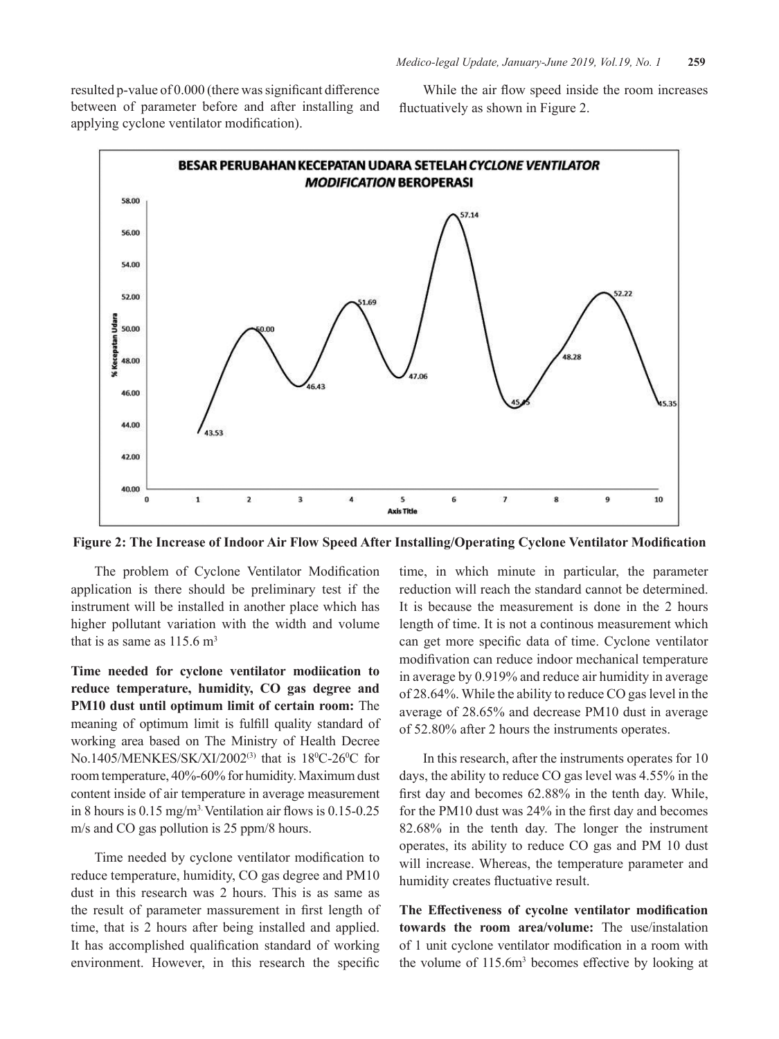resulted p-value of 0.000 (there was significant difference between of parameter before and after installing and applying cyclone ventilator modification).

While the air flow speed inside the room increases fluctuatively as shown in Figure 2.

**Figure 2: The Increase of Indoor Air Flow Speed After Installing/Operating Cyclone Ventilator Modification**

The problem of Cyclone Ventilator Modification application is there should be preliminary test if the instrument will be installed in another place which has higher pollutant variation with the width and volume that is as same as 115.6 m$^3$

**Time needed for cyclone ventilator modiication to reduce temperature, humidity, CO gas degree and PM10 dust until optimum limit of certain room:** The meaning of optimum limit is fulfill quality standard of working area based on The Ministry of Health Decree No.1405/MENKES/SK/XI/2002[3] that is 18$^0$C-26$^0$C for room temperature, 40%-60% for humidity. Maximum dust content inside of air temperature in average measurement in 8 hours is 0.15 mg/m$^3$. Ventilation air flows is 0.15-0.25 m/s and CO gas pollution is 25 ppm/8 hours.

Time needed by cyclone ventilator modification to reduce temperature, humidity, CO gas degree and PM10 dust in this research was 2 hours. This is as same as the result of parameter massurement in first length of time, that is 2 hours after being installed and applied. It has accomplished qualification standard of working environment. However, in this research the specific time, in which minute in particular, the parameter reduction will reach the standard cannot be determined. It is because the measurement is done in the 2 hours length of time. It is not a continous measurement which can get more specific data of time. Cyclone ventilator modifvation can reduce indoor mechanical temperature in average by 0.919% and reduce air humidity in average of 28.64%. While the ability to reduce CO gas level in the average of 28.65% and decrease PM10 dust in average of 52.80% after 2 hours the instruments operates.

In this research, after the instruments operates for 10 days, the ability to reduce CO gas level was 4.55% in the first day and becomes 62.88% in the tenth day. While, for the PM10 dust was 24% in the first day and becomes 82.68% in the tenth day. The longer the instrument operates, its ability to reduce CO gas and PM 10 dust will increase. Whereas, the temperature parameter and humidity creates fluctuative result.

**The Effectiveness of cycolne ventilator modification towards the room area/volume:** The use/instalation of 1 unit cyclone ventilator modification in a room with the volume of 115.6m$^3$ becomes effective by looking at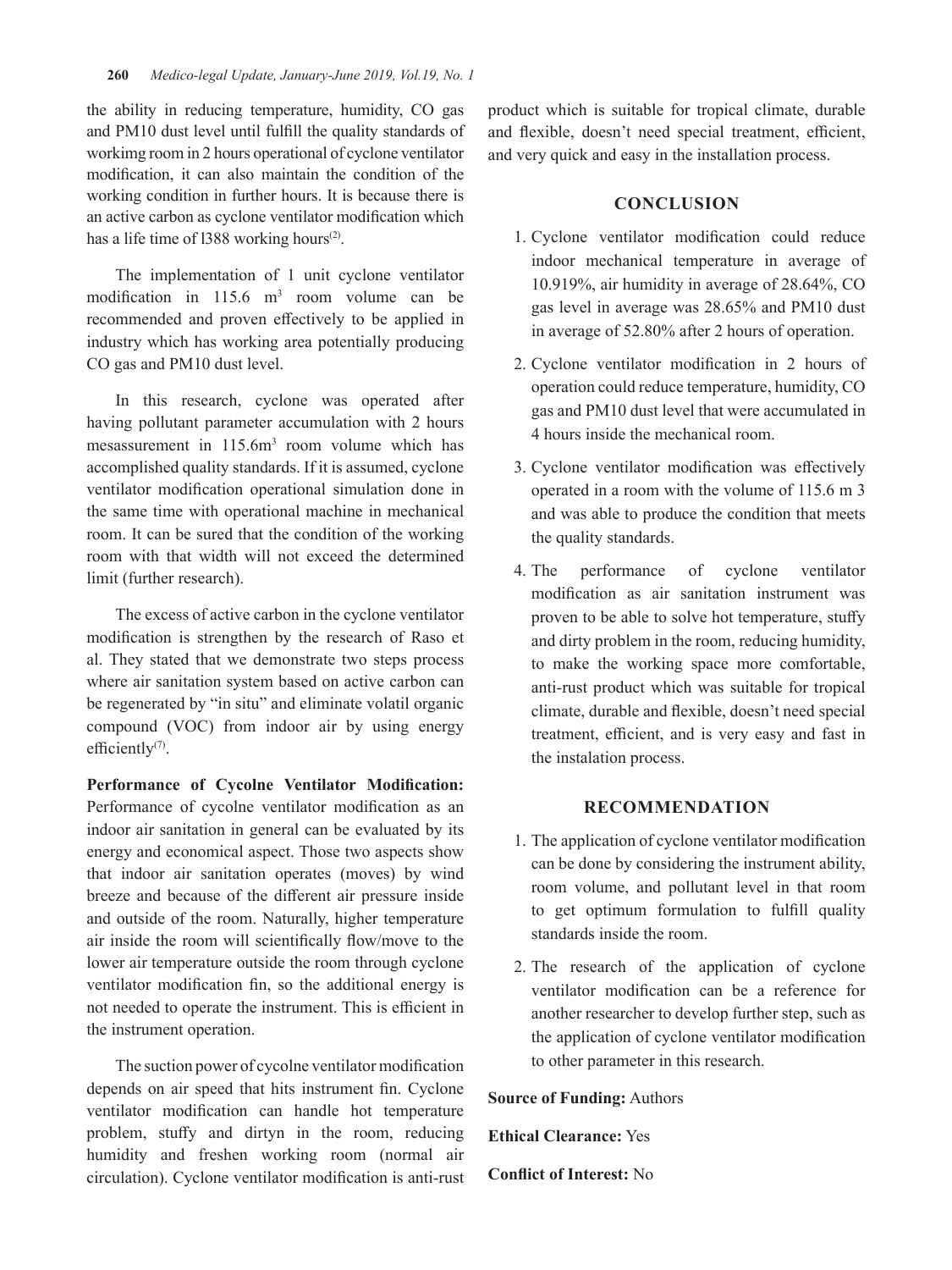the ability in reducing temperature, humidity, CO gas and PM10 dust level until fulfill the quality standards of workimg room in 2 hours operational of cyclone ventilator modification, it can also maintain the condition of the working condition in further hours. It is because there is an active carbon as cyclone ventilator modification which has a life time of l388 working hours[2].

The implementation of 1 unit cyclone ventilator modification in 115.6 $m^3$ room volume can be recommended and proven effectively to be applied in industry which has working area potentially producing CO gas and PM10 dust level.

In this research, cyclone was operated after having pollutant parameter accumulation with 2 hours mesassurement in 115.6$m^3$ room volume which has accomplished quality standards. If it is assumed, cyclone ventilator modification operational simulation done in the same time with operational machine in mechanical room. It can be sured that the condition of the working room with that width will not exceed the determined limit (further research).

The excess of active carbon in the cyclone ventilator modification is strengthen by the research of Raso et al. They stated that we demonstrate two steps process where air sanitation system based on active carbon can be regenerated by "in situ" and eliminate volatil organic compound (VOC) from indoor air by using energy efficiently[7].

**Performance of Cycolne Ventilator Modification:** Performance of cycolne ventilator modification as an indoor air sanitation in general can be evaluated by its energy and economical aspect. Those two aspects show that indoor air sanitation operates (moves) by wind breeze and because of the different air pressure inside and outside of the room. Naturally, higher temperature air inside the room will scientifically flow/move to the lower air temperature outside the room through cyclone ventilator modification fin, so the additional energy is not needed to operate the instrument. This is efficient in the instrument operation.

The suction power of cycolne ventilator modification depends on air speed that hits instrument fin. Cyclone ventilator modification can handle hot temperature problem, stuffy and dirtyn in the room, reducing humidity and freshen working room (normal air circulation). Cyclone ventilator modification is anti-rust product which is suitable for tropical climate, durable and flexible, doesn't need special treatment, efficient, and very quick and easy in the installation process.

## CONCLUSION

1. Cyclone ventilator modification could reduce indoor mechanical temperature in average of 10.919%, air humidity in average of 28.64%, CO gas level in average was 28.65% and PM10 dust in average of 52.80% after 2 hours of operation.
2. Cyclone ventilator modification in 2 hours of operation could reduce temperature, humidity, CO gas and PM10 dust level that were accumulated in 4 hours inside the mechanical room.
3. Cyclone ventilator modification was effectively operated in a room with the volume of 115.6 m 3 and was able to produce the condition that meets the quality standards.
4. The performance of cyclone ventilator modification as air sanitation instrument was proven to be able to solve hot temperature, stuffy and dirty problem in the room, reducing humidity, to make the working space more comfortable, anti-rust product which was suitable for tropical climate, durable and flexible, doesn't need special treatment, efficient, and is very easy and fast in the instalation process.

## RECOMMENDATION

1. The application of cyclone ventilator modification can be done by considering the instrument ability, room volume, and pollutant level in that room to get optimum formulation to fulfill quality standards inside the room.
2. The research of the application of cyclone ventilator modification can be a reference for another researcher to develop further step, such as the application of cyclone ventilator modification to other parameter in this research.

**Source of Funding:** Authors

**Ethical Clearance:** Yes

**Conflict of Interest:** No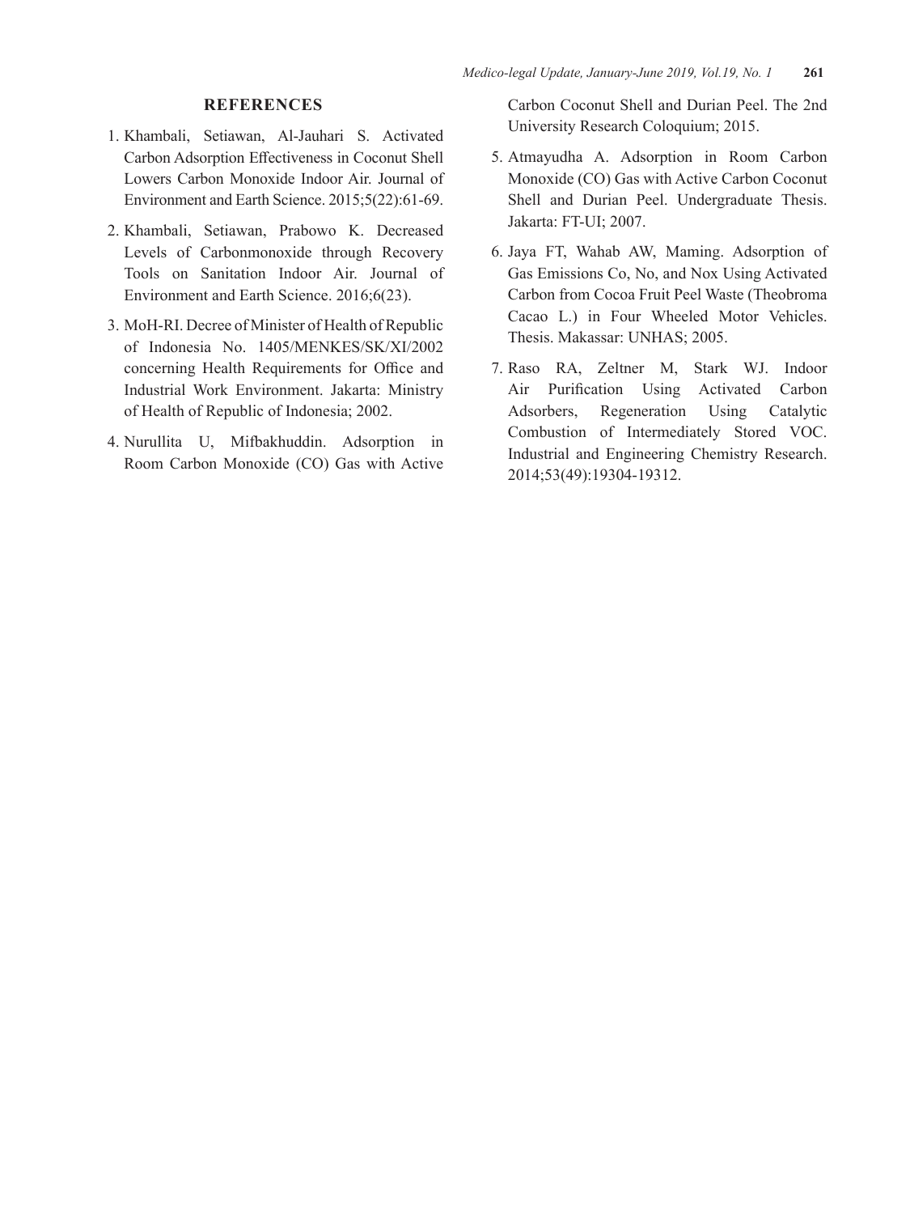## REFERENCES

1. Khambali, Setiawan, Al-Jauhari S. Activated Carbon Adsorption Effectiveness in Coconut Shell Lowers Carbon Monoxide Indoor Air. Journal of Environment and Earth Science. 2015;5(22):61-69.
2. Khambali, Setiawan, Prabowo K. Decreased Levels of Carbonmonoxide through Recovery Tools on Sanitation Indoor Air. Journal of Environment and Earth Science. 2016;6(23).
3. MoH-RI. Decree of Minister of Health of Republic of Indonesia No. 1405/MENKES/SK/XI/2002 concerning Health Requirements for Office and Industrial Work Environment. Jakarta: Ministry of Health of Republic of Indonesia; 2002.
4. Nurullita U, Mifbakhuddin. Adsorption in Room Carbon Monoxide (CO) Gas with Active Carbon Coconut Shell and Durian Peel. The 2nd University Research Coloquium; 2015.
5. Atmayudha A. Adsorption in Room Carbon Monoxide (CO) Gas with Active Carbon Coconut Shell and Durian Peel. Undergraduate Thesis. Jakarta: FT-UI; 2007.
6. Jaya FT, Wahab AW, Maming. Adsorption of Gas Emissions Co, No, and Nox Using Activated Carbon from Cocoa Fruit Peel Waste (Theobroma Cacao L.) in Four Wheeled Motor Vehicles. Thesis. Makassar: UNHAS; 2005.
7. Raso RA, Zeltner M, Stark WJ. Indoor Air Purification Using Activated Carbon Adsorbers, Regeneration Using Catalytic Combustion of Intermediately Stored VOC. Industrial and Engineering Chemistry Research. 2014;53(49):19304-19312.